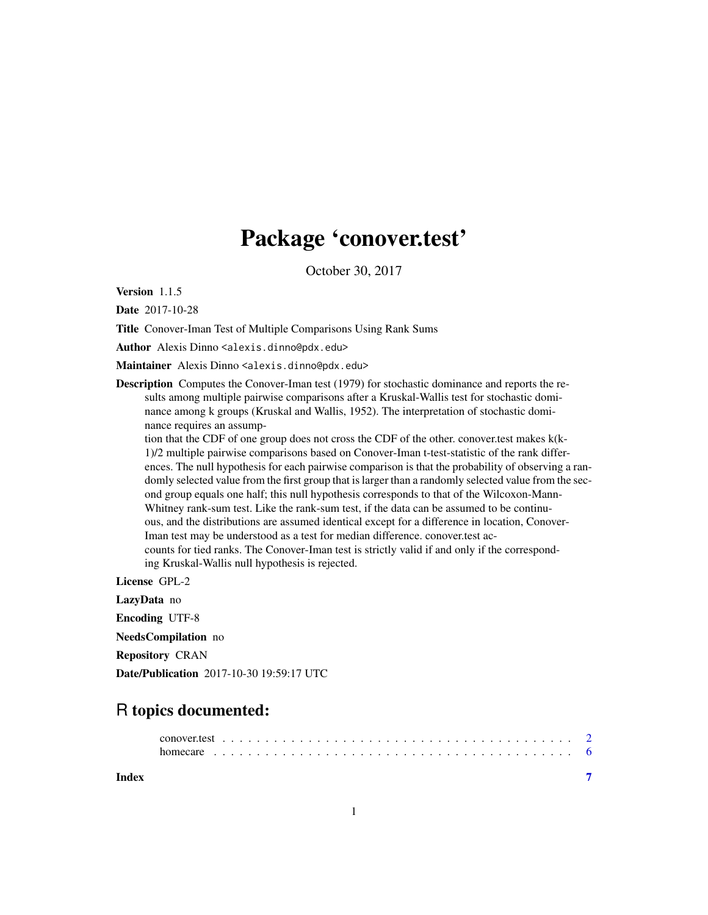# Package 'conover.test'

October 30, 2017

**Version** 1.1.5

**Date** 2017-10-28

**Title** Conover-Iman Test of Multiple Comparisons Using Rank Sums

**Author** Alexis Dinno <alexis.dinno@pdx.edu>

**Maintainer** Alexis Dinno <alexis.dinno@pdx.edu>

**Description** Computes the Conover-Iman test (1979) for stochastic dominance and reports the results among multiple pairwise comparisons after a Kruskal-Wallis test for stochastic dominance among k groups (Kruskal and Wallis, 1952). The interpretation of stochastic dominance requires an assumption that the CDF of one group does not cross the CDF of the other. conover.test makes k(k-1)/2 multiple pairwise comparisons based on Conover-Iman t-test-statistic of the rank differences. The null hypothesis for each pairwise comparison is that the probability of observing a randomly selected value from the first group that is larger than a randomly selected value from the second group equals one half; this null hypothesis corresponds to that of the Wilcoxon-Mann-Whitney rank-sum test. Like the rank-sum test, if the data can be assumed to be continuous, and the distributions are assumed identical except for a difference in location, Conover-Iman test may be understood as a test for median difference. conover.test accounts for tied ranks. The Conover-Iman test is strictly valid if and only if the corresponding Kruskal-Wallis null hypothesis is rejected.

**License** GPL-2

**LazyData** no

**Encoding** UTF-8

**NeedsCompilation** no

**Repository** CRAN

**Date/Publication** 2017-10-30 19:59:17 UTC

## R topics documented:

- conover.test . . . . . . . . . . . . . . . . . . . . . . . . . . . . . . . . . . . . . . . . 2
- homecare . . . . . . . . . . . . . . . . . . . . . . . . . . . . . . . . . . . . . . . . 6

**Index** 7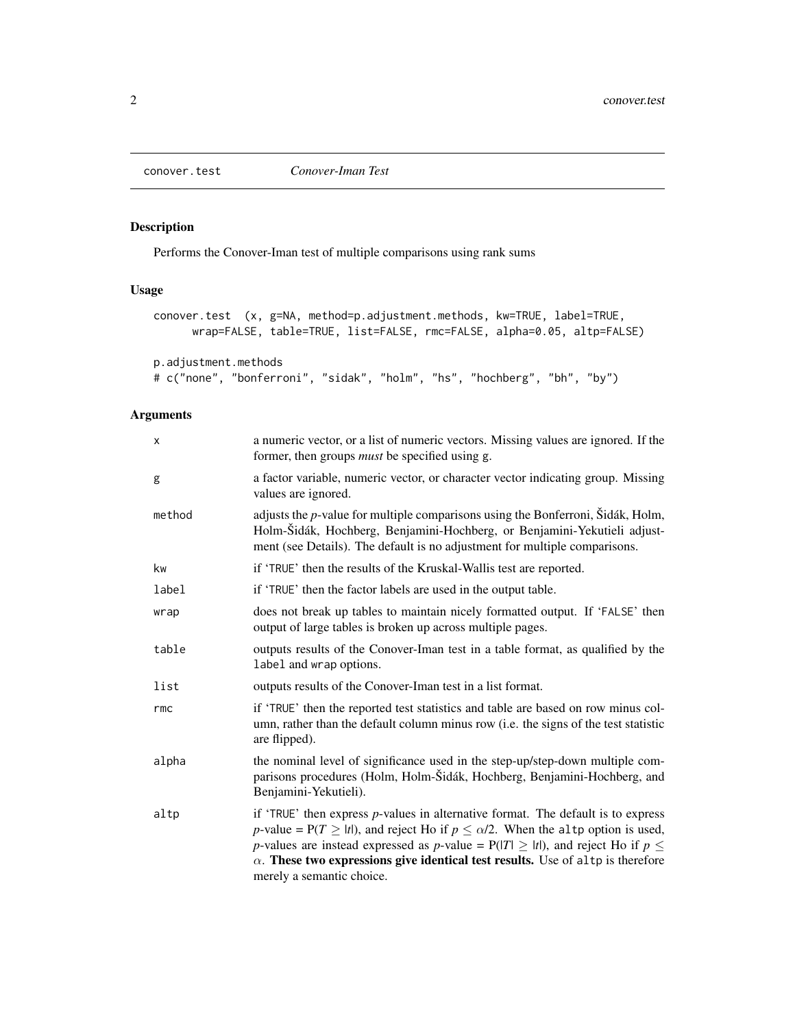conover.test — *Conover-Iman Test*

## Description

Performs the Conover-Iman test of multiple comparisons using rank sums

## Usage

```
conover.test  (x, g=NA, method=p.adjustment.methods, kw=TRUE, label=TRUE,
      wrap=FALSE, table=TRUE, list=FALSE, rmc=FALSE, alpha=0.05, altp=FALSE)

p.adjustment.methods
# c("none", "bonferroni", "sidak", "holm", "hs", "hochberg", "bh", "by")
```

## Arguments

| | |
|---|---|
| x | a numeric vector, or a list of numeric vectors. Missing values are ignored. If the former, then groups *must* be specified using g. |
| g | a factor variable, numeric vector, or character vector indicating group. Missing values are ignored. |
| method | adjusts the *p*-value for multiple comparisons using the Bonferroni, Šidák, Holm, Holm-Šidák, Hochberg, Benjamini-Hochberg, or Benjamini-Yekutieli adjustment (see Details). The default is no adjustment for multiple comparisons. |
| kw | if 'TRUE' then the results of the Kruskal-Wallis test are reported. |
| label | if 'TRUE' then the factor labels are used in the output table. |
| wrap | does not break up tables to maintain nicely formatted output. If 'FALSE' then output of large tables is broken up across multiple pages. |
| table | outputs results of the Conover-Iman test in a table format, as qualified by the label and wrap options. |
| list | outputs results of the Conover-Iman test in a list format. |
| rmc | if 'TRUE' then the reported test statistics and table are based on row minus column, rather than the default column minus row (i.e. the signs of the test statistic are flipped). |
| alpha | the nominal level of significance used in the step-up/step-down multiple comparisons procedures (Holm, Holm-Šidák, Hochberg, Benjamini-Hochberg, and Benjamini-Yekutieli). |
| altp | if 'TRUE' then express *p*-values in alternative format. The default is to express *p*-value = $P(T \geq \|t\|)$, and reject Ho if $p \leq \alpha/2$. When the altp option is used, *p*-values are instead expressed as *p*-value = $P(\|T\| \geq \|t\|)$, and reject Ho if $p \leq \alpha$. **These two expressions give identical test results.** Use of altp is therefore merely a semantic choice. |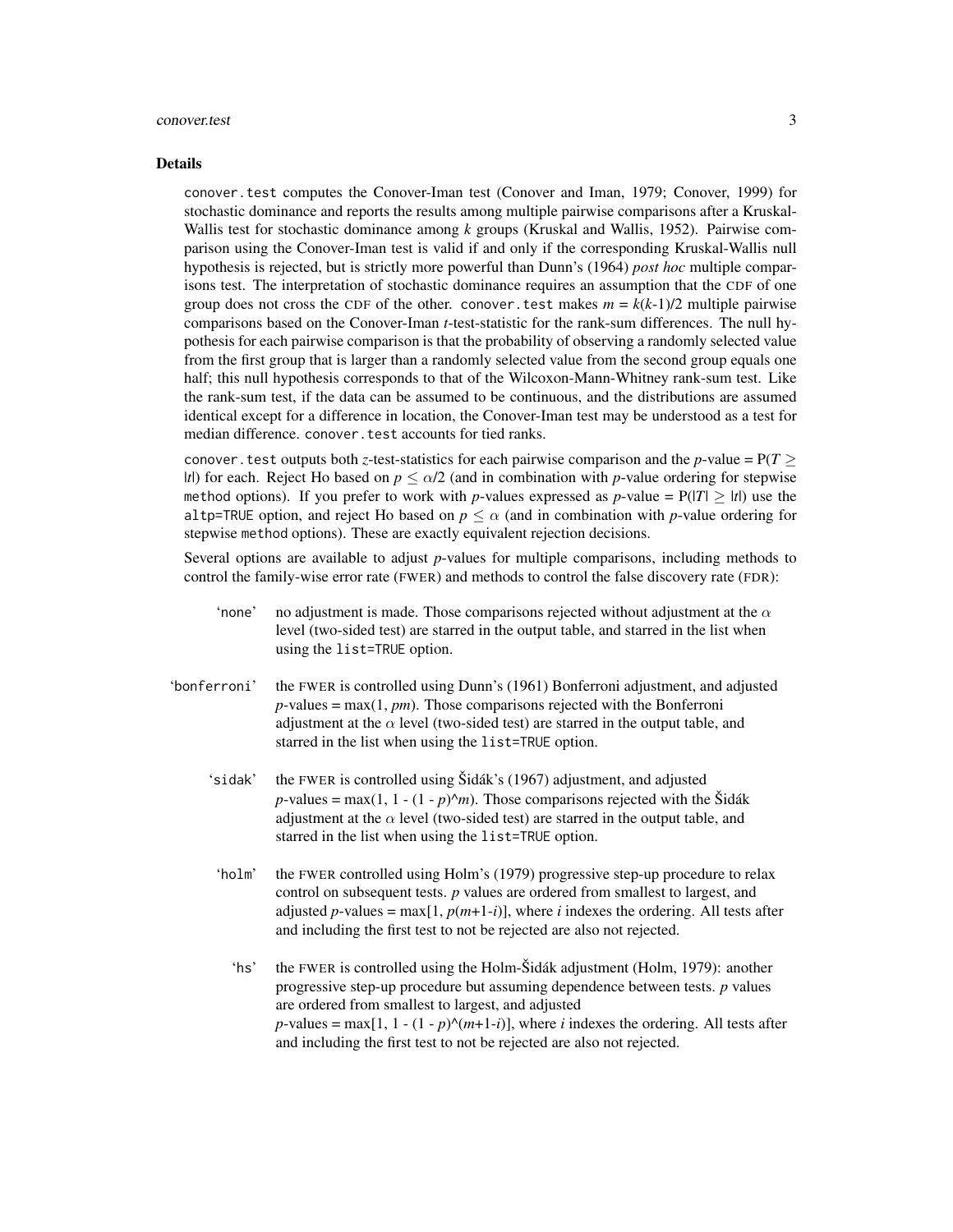## Details

`conover.test` computes the Conover-Iman test (Conover and Iman, 1979; Conover, 1999) for stochastic dominance and reports the results among multiple pairwise comparisons after a Kruskal-Wallis test for stochastic dominance among $k$ groups (Kruskal and Wallis, 1952). Pairwise comparison using the Conover-Iman test is valid if and only if the corresponding Kruskal-Wallis null hypothesis is rejected, but is strictly more powerful than Dunn's (1964) *post hoc* multiple comparisons test. The interpretation of stochastic dominance requires an assumption that the CDF of one group does not cross the CDF of the other. `conover.test` makes $m = k(k\text{-}1)/2$ multiple pairwise comparisons based on the Conover-Iman $t$-test-statistic for the rank-sum differences. The null hypothesis for each pairwise comparison is that the probability of observing a randomly selected value from the first group that is larger than a randomly selected value from the second group equals one half; this null hypothesis corresponds to that of the Wilcoxon-Mann-Whitney rank-sum test. Like the rank-sum test, if the data can be assumed to be continuous, and the distributions are assumed identical except for a difference in location, the Conover-Iman test may be understood as a test for median difference. `conover.test` accounts for tied ranks.

`conover.test` outputs both $z$-test-statistics for each pairwise comparison and the $p$-value = $P(T \geq |t|)$ for each. Reject Ho based on $p \leq \alpha/2$ (and in combination with $p$-value ordering for stepwise `method` options). If you prefer to work with $p$-values expressed as $p$-value = $P(|T| \geq |t|)$ use the `altp=TRUE` option, and reject Ho based on $p \leq \alpha$ (and in combination with $p$-value ordering for stepwise `method` options). These are exactly equivalent rejection decisions.

Several options are available to adjust $p$-values for multiple comparisons, including methods to control the family-wise error rate (FWER) and methods to control the false discovery rate (FDR):

- 'none' no adjustment is made. Those comparisons rejected without adjustment at the $\alpha$ level (two-sided test) are starred in the output table, and starred in the list when using the `list=TRUE` option.
- 'bonferroni' the FWER is controlled using Dunn's (1961) Bonferroni adjustment, and adjusted $p$-values = $\max(1, pm)$. Those comparisons rejected with the Bonferroni adjustment at the $\alpha$ level (two-sided test) are starred in the output table, and starred in the list when using the `list=TRUE` option.
- 'sidak' the FWER is controlled using Šidák's (1967) adjustment, and adjusted $p$-values = $\max(1, 1 - (1 - p)^m)$. Those comparisons rejected with the Šidák adjustment at the $\alpha$ level (two-sided test) are starred in the output table, and starred in the list when using the `list=TRUE` option.
- 'holm' the FWER controlled using Holm's (1979) progressive step-up procedure to relax control on subsequent tests. $p$ values are ordered from smallest to largest, and adjusted $p$-values = $\max[1, p(m+1-i)]$, where $i$ indexes the ordering. All tests after and including the first test to not be rejected are also not rejected.
- 'hs' the FWER is controlled using the Holm-Šidák adjustment (Holm, 1979): another progressive step-up procedure but assuming dependence between tests. $p$ values are ordered from smallest to largest, and adjusted $p$-values = $\max[1, 1 - (1 - p)^{(m+1-i)}]$, where $i$ indexes the ordering. All tests after and including the first test to not be rejected are also not rejected.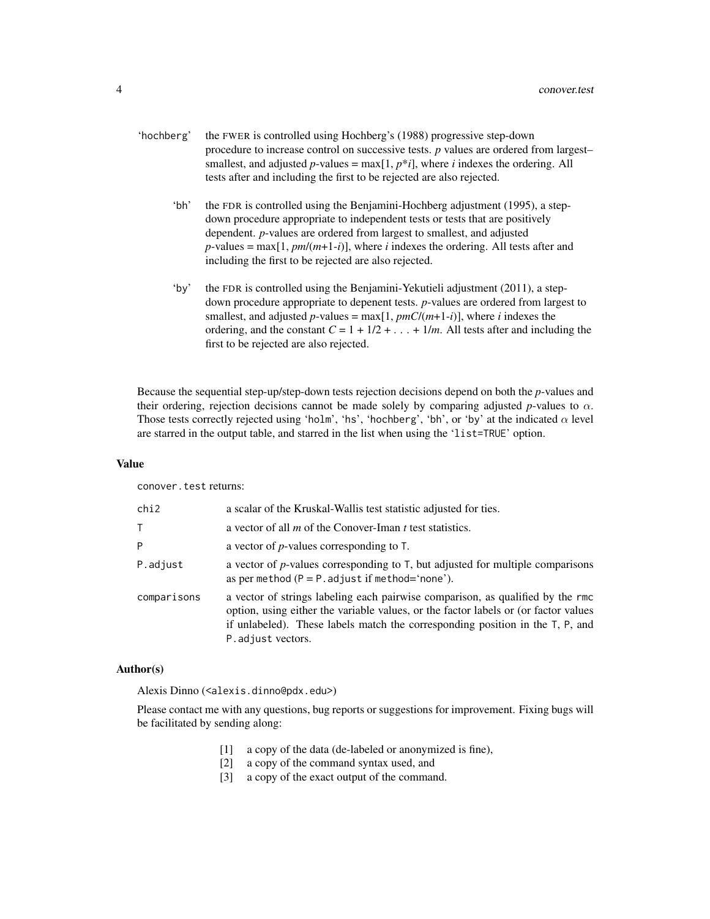'hochberg' the FWER is controlled using Hochberg's (1988) progressive step-down procedure to increase control on successive tests. *p* values are ordered from largest–smallest, and adjusted *p*-values = max[1, $p*i$], where *i* indexes the ordering. All tests after and including the first to be rejected are also rejected.

'bh' the FDR is controlled using the Benjamini-Hochberg adjustment (1995), a step-down procedure appropriate to independent tests or tests that are positively dependent. *p*-values are ordered from largest to smallest, and adjusted *p*-values = max[1, $pm/(m+1-i)$], where *i* indexes the ordering. All tests after and including the first to be rejected are also rejected.

'by' the FDR is controlled using the Benjamini-Yekutieli adjustment (2011), a step-down procedure appropriate to depenent tests. *p*-values are ordered from largest to smallest, and adjusted *p*-values = max[1, $pmC/(m+1-i)$], where *i* indexes the ordering, and the constant $C = 1 + 1/2 + \ldots + 1/m$. All tests after and including the first to be rejected are also rejected.

Because the sequential step-up/step-down tests rejection decisions depend on both the *p*-values and their ordering, rejection decisions cannot be made solely by comparing adjusted *p*-values to $\alpha$. Those tests correctly rejected using 'holm', 'hs', 'hochberg', 'bh', or 'by' at the indicated $\alpha$ level are starred in the output table, and starred in the list when using the 'list=TRUE' option.

### Value

`conover.test` returns:

| | |
|---|---|
| `chi2` | a scalar of the Kruskal-Wallis test statistic adjusted for ties. |
| `T` | a vector of all *m* of the Conover-Iman *t* test statistics. |
| `P` | a vector of *p*-values corresponding to `T`. |
| `P.adjust` | a vector of *p*-values corresponding to `T`, but adjusted for multiple comparisons as per `method` (`P` = `P.adjust` if `method`='none'). |
| `comparisons` | a vector of strings labeling each pairwise comparison, as qualified by the `rmc` option, using either the variable values, or the factor labels or (or factor values if unlabeled). These labels match the corresponding position in the `T`, `P`, and `P.adjust` vectors. |

### Author(s)

Alexis Dinno (<alexis.dinno@pdx.edu>)

Please contact me with any questions, bug reports or suggestions for improvement. Fixing bugs will be facilitated by sending along:

[1] a copy of the data (de-labeled or anonymized is fine),
[2] a copy of the command syntax used, and
[3] a copy of the exact output of the command.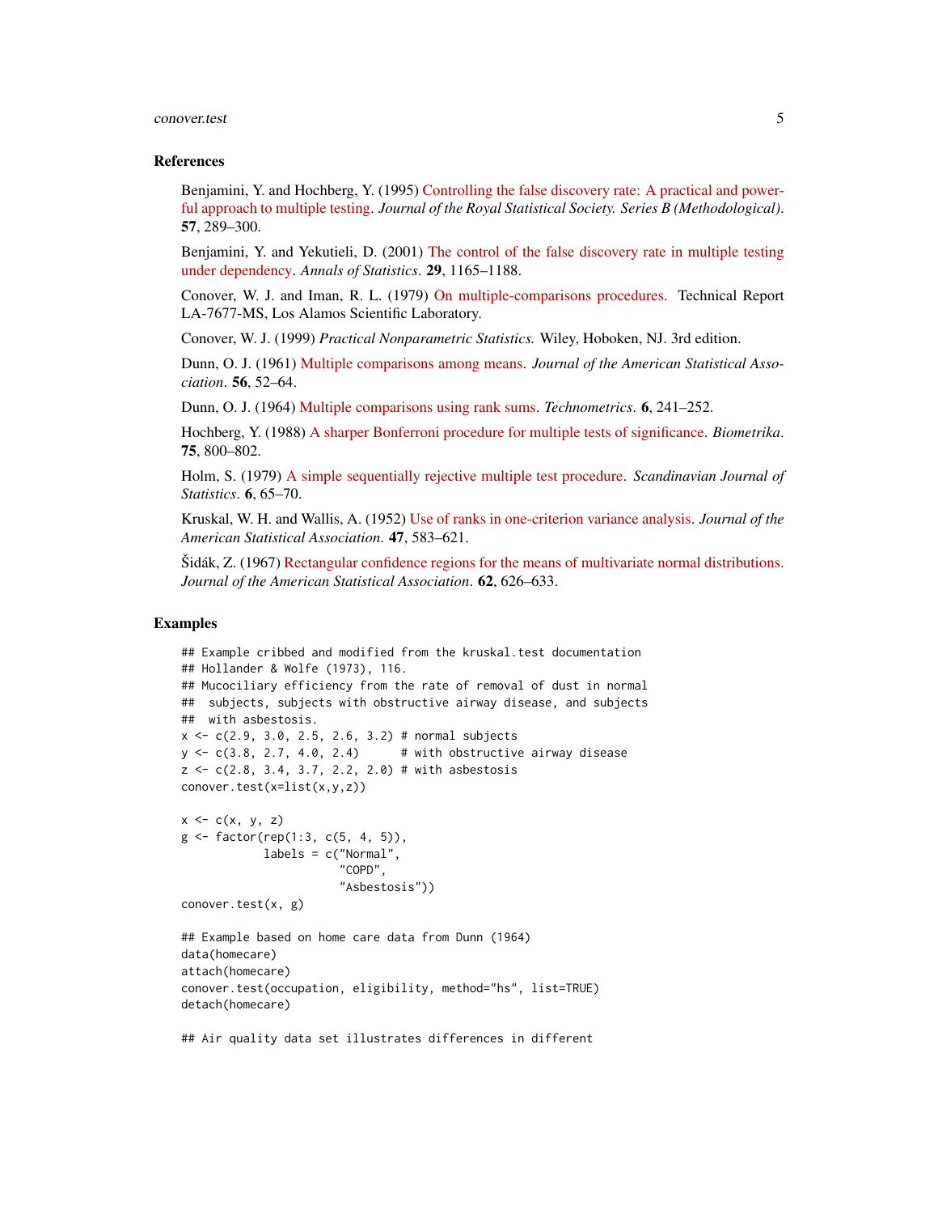### References

Benjamini, Y. and Hochberg, Y. (1995) Controlling the false discovery rate: A practical and powerful approach to multiple testing. *Journal of the Royal Statistical Society. Series B (Methodological)*. **57**, 289–300.

Benjamini, Y. and Yekutieli, D. (2001) The control of the false discovery rate in multiple testing under dependency. *Annals of Statistics*. **29**, 1165–1188.

Conover, W. J. and Iman, R. L. (1979) On multiple-comparisons procedures. Technical Report LA-7677-MS, Los Alamos Scientific Laboratory.

Conover, W. J. (1999) *Practical Nonparametric Statistics.* Wiley, Hoboken, NJ. 3rd edition.

Dunn, O. J. (1961) Multiple comparisons among means. *Journal of the American Statistical Association*. **56**, 52–64.

Dunn, O. J. (1964) Multiple comparisons using rank sums. *Technometrics*. **6**, 241–252.

Hochberg, Y. (1988) A sharper Bonferroni procedure for multiple tests of significance. *Biometrika*. **75**, 800–802.

Holm, S. (1979) A simple sequentially rejective multiple test procedure. *Scandinavian Journal of Statistics*. **6**, 65–70.

Kruskal, W. H. and Wallis, A. (1952) Use of ranks in one-criterion variance analysis. *Journal of the American Statistical Association*. **47**, 583–621.

Šidák, Z. (1967) Rectangular confidence regions for the means of multivariate normal distributions. *Journal of the American Statistical Association*. **62**, 626–633.

### Examples

```
## Example cribbed and modified from the kruskal.test documentation
## Hollander & Wolfe (1973), 116.
## Mucociliary efficiency from the rate of removal of dust in normal
##  subjects, subjects with obstructive airway disease, and subjects
##  with asbestosis.
x <- c(2.9, 3.0, 2.5, 2.6, 3.2) # normal subjects
y <- c(3.8, 2.7, 4.0, 2.4)      # with obstructive airway disease
z <- c(2.8, 3.4, 3.7, 2.2, 2.0) # with asbestosis
conover.test(x=list(x,y,z))

x <- c(x, y, z)
g <- factor(rep(1:3, c(5, 4, 5)),
            labels = c("Normal",
                       "COPD",
                       "Asbestosis"))
conover.test(x, g)

## Example based on home care data from Dunn (1964)
data(homecare)
attach(homecare)
conover.test(occupation, eligibility, method="hs", list=TRUE)
detach(homecare)

## Air quality data set illustrates differences in different
```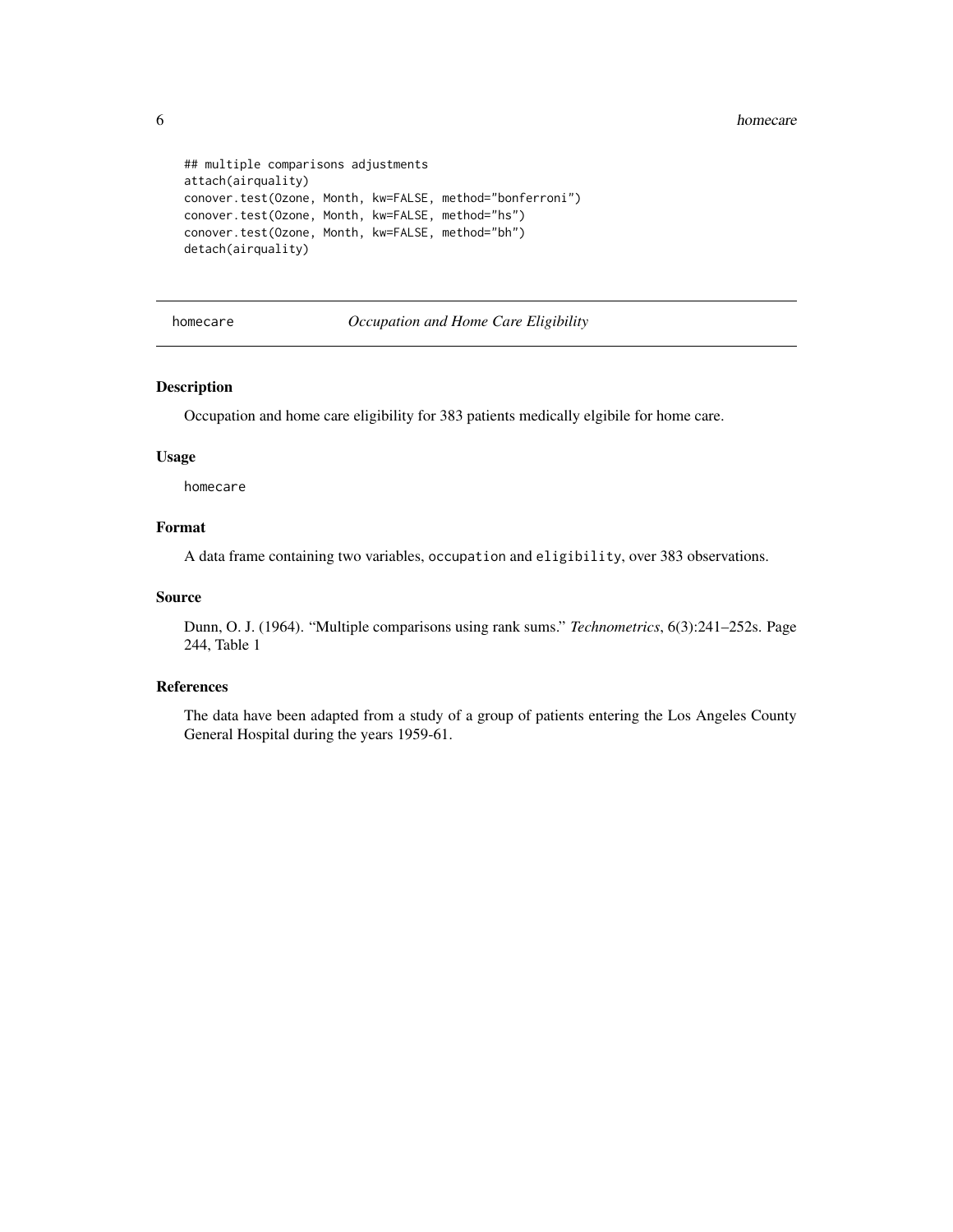```
## multiple comparisons adjustments
attach(airquality)
conover.test(Ozone, Month, kw=FALSE, method="bonferroni")
conover.test(Ozone, Month, kw=FALSE, method="hs")
conover.test(Ozone, Month, kw=FALSE, method="bh")
detach(airquality)
```

---

## homecare *Occupation and Home Care Eligibility*

---

### Description

Occupation and home care eligibility for 383 patients medically elgibile for home care.

### Usage

homecare

### Format

A data frame containing two variables, occupation and eligibility, over 383 observations.

### Source

Dunn, O. J. (1964). "Multiple comparisons using rank sums." *Technometrics*, 6(3):241–252s. Page 244, Table 1

### References

The data have been adapted from a study of a group of patients entering the Los Angeles County General Hospital during the years 1959-61.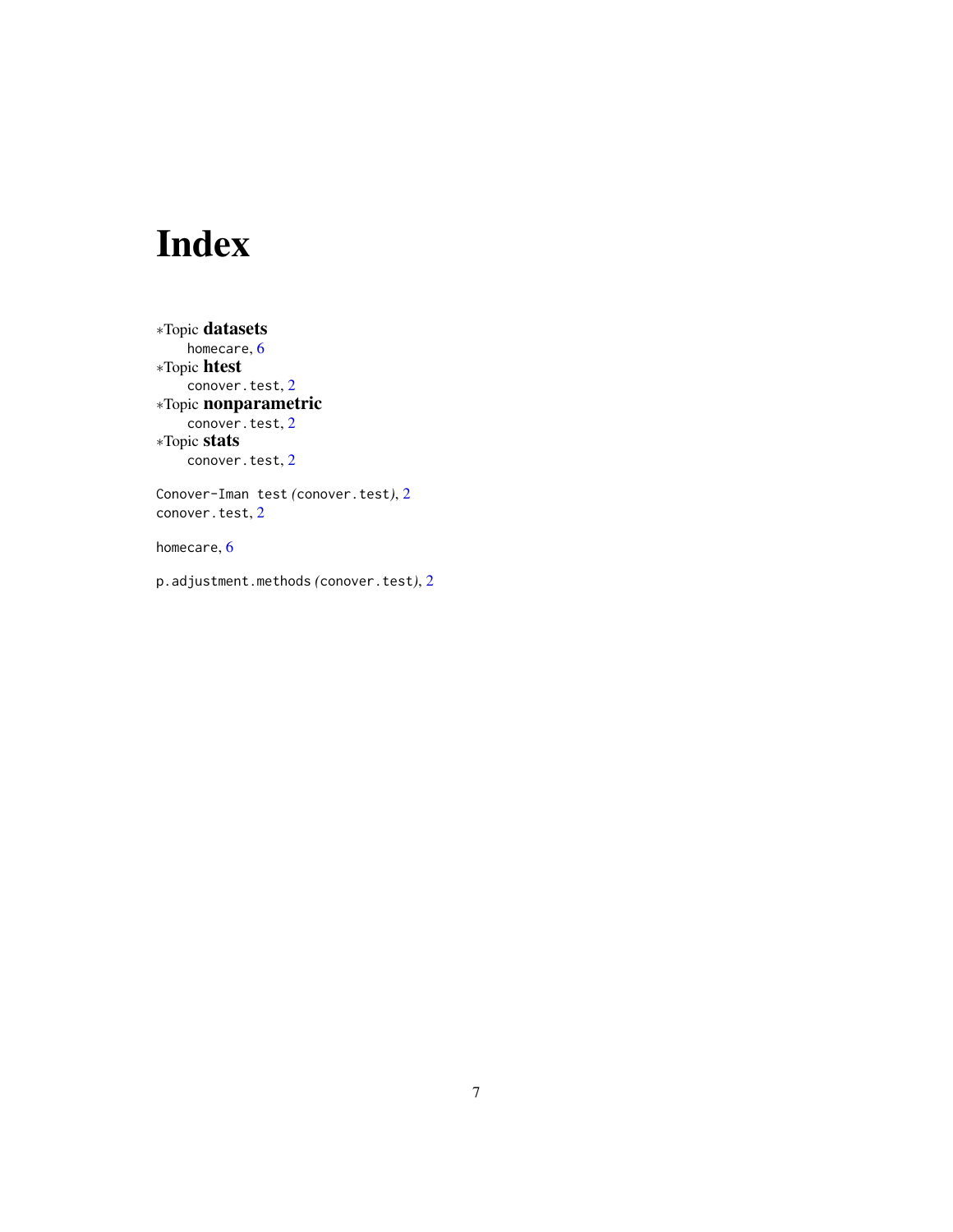# Index

*Topic **datasets**
    homecare, 6
*Topic **htest**
    conover.test, 2
*Topic **nonparametric**
    conover.test, 2
*Topic **stats**
    conover.test, 2

Conover-Iman test *(*conover.test*)*, 2
conover.test, 2

homecare, 6

p.adjustment.methods *(*conover.test*)*, 2